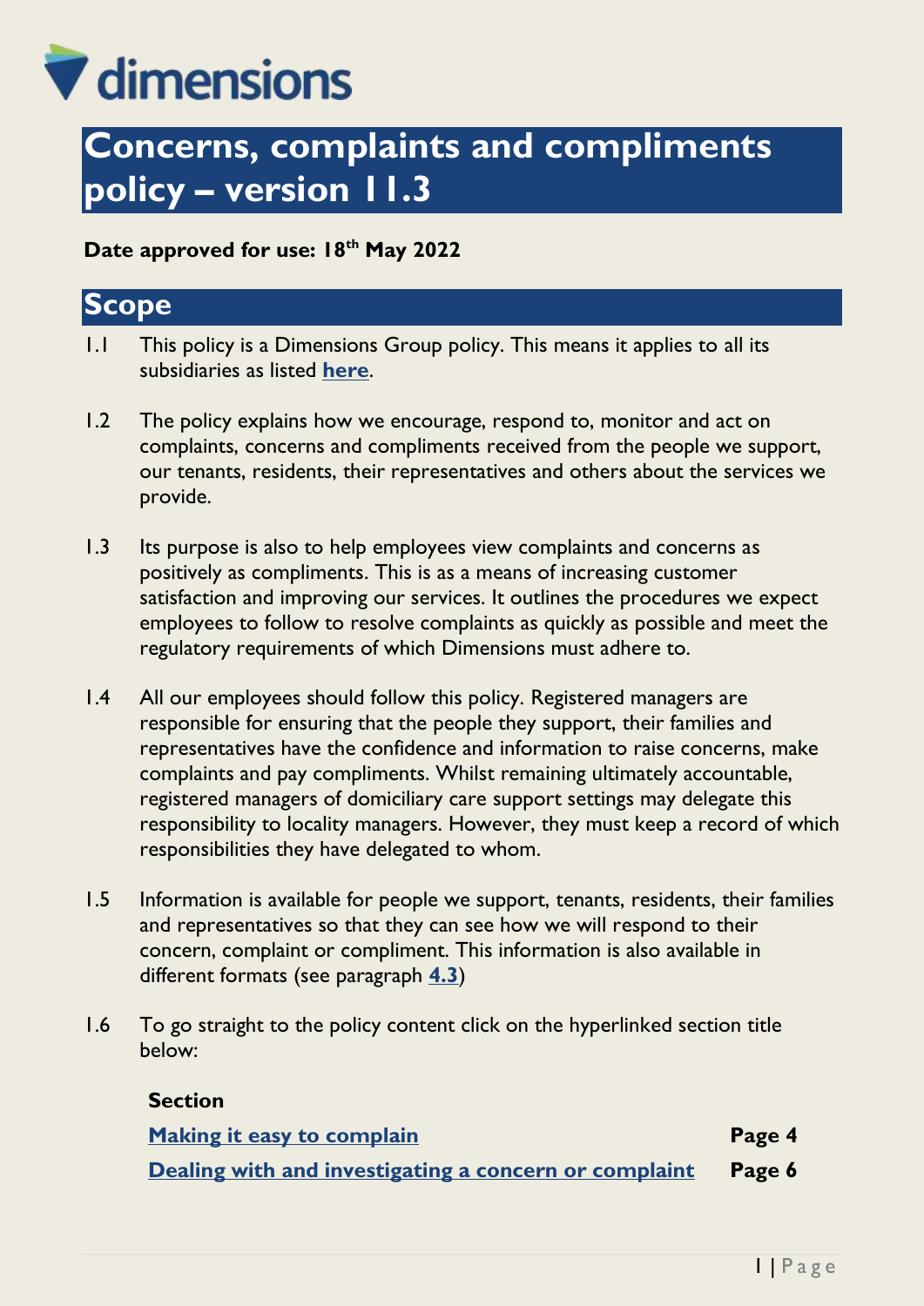dimensions

# Concerns, complaints and compliments policy – version 11.3

**Date approved for use: 18th May 2022**

## Scope

1.1 This policy is a Dimensions Group policy. This means it applies to all its subsidiaries as listed **here**.

1.2 The policy explains how we encourage, respond to, monitor and act on complaints, concerns and compliments received from the people we support, our tenants, residents, their representatives and others about the services we provide.

1.3 Its purpose is also to help employees view complaints and concerns as positively as compliments. This is as a means of increasing customer satisfaction and improving our services. It outlines the procedures we expect employees to follow to resolve complaints as quickly as possible and meet the regulatory requirements of which Dimensions must adhere to.

1.4 All our employees should follow this policy. Registered managers are responsible for ensuring that the people they support, their families and representatives have the confidence and information to raise concerns, make complaints and pay compliments. Whilst remaining ultimately accountable, registered managers of domiciliary care support settings may delegate this responsibility to locality managers. However, they must keep a record of which responsibilities they have delegated to whom.

1.5 Information is available for people we support, tenants, residents, their families and representatives so that they can see how we will respond to their concern, complaint or compliment. This information is also available in different formats (see paragraph **4.3**)

1.6 To go straight to the policy content click on the hyperlinked section title below:

| Section | |
| --- | --- |
| Making it easy to complain | **Page 4** |
| Dealing with and investigating a concern or complaint | **Page 6** |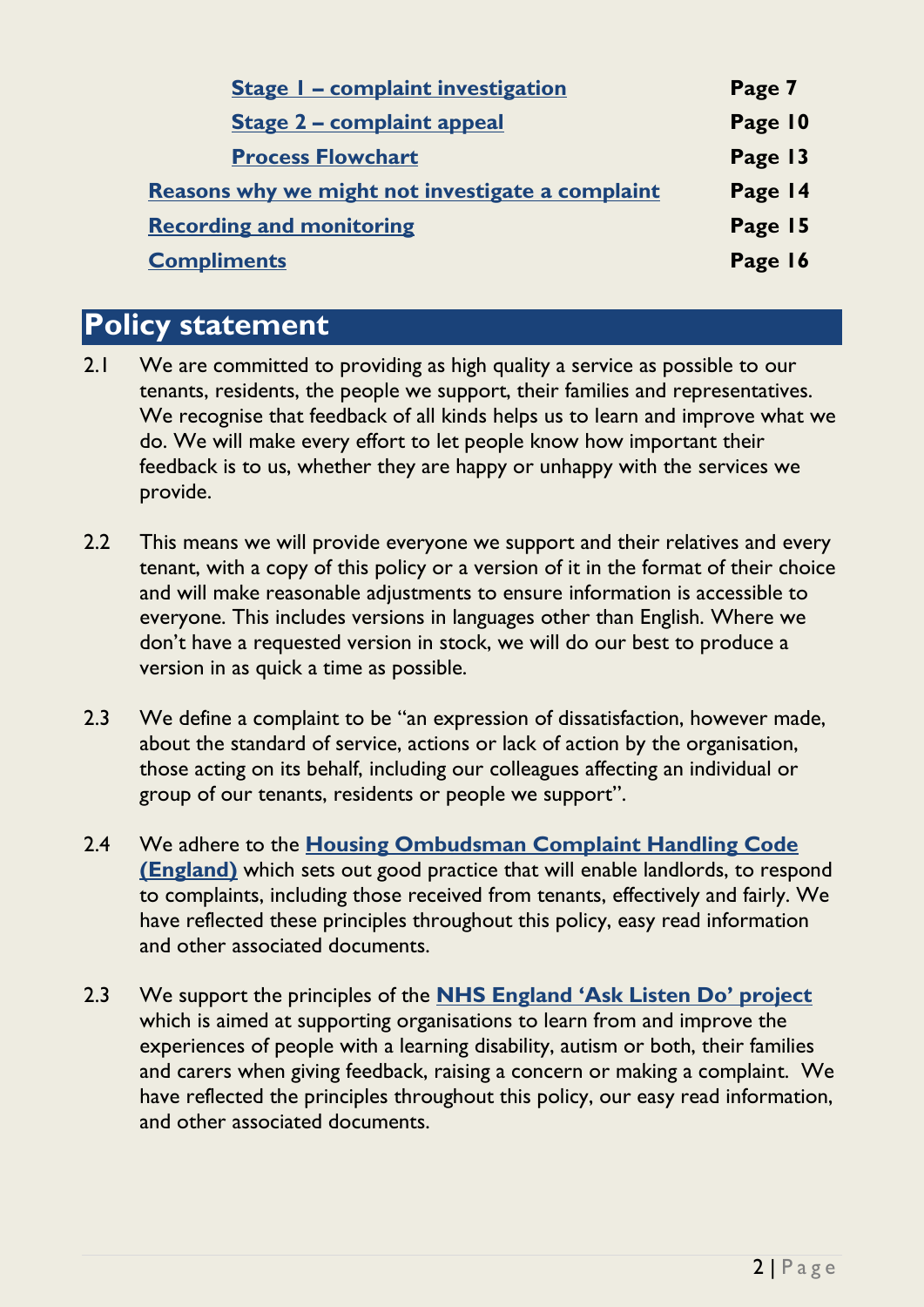| | |
|---|---|
| **Stage 1 – complaint investigation** | **Page 7** |
| **Stage 2 – complaint appeal** | **Page 10** |
| **Process Flowchart** | **Page 13** |
| **Reasons why we might not investigate a complaint** | **Page 14** |
| **Recording and monitoring** | **Page 15** |
| **Compliments** | **Page 16** |

## Policy statement

2.1 We are committed to providing as high quality a service as possible to our tenants, residents, the people we support, their families and representatives. We recognise that feedback of all kinds helps us to learn and improve what we do. We will make every effort to let people know how important their feedback is to us, whether they are happy or unhappy with the services we provide.

2.2 This means we will provide everyone we support and their relatives and every tenant, with a copy of this policy or a version of it in the format of their choice and will make reasonable adjustments to ensure information is accessible to everyone. This includes versions in languages other than English. Where we don't have a requested version in stock, we will do our best to produce a version in as quick a time as possible.

2.3 We define a complaint to be "an expression of dissatisfaction, however made, about the standard of service, actions or lack of action by the organisation, those acting on its behalf, including our colleagues affecting an individual or group of our tenants, residents or people we support".

2.4 We adhere to the **Housing Ombudsman Complaint Handling Code (England)** which sets out good practice that will enable landlords, to respond to complaints, including those received from tenants, effectively and fairly. We have reflected these principles throughout this policy, easy read information and other associated documents.

2.3 We support the principles of the **NHS England 'Ask Listen Do' project** which is aimed at supporting organisations to learn from and improve the experiences of people with a learning disability, autism or both, their families and carers when giving feedback, raising a concern or making a complaint. We have reflected the principles throughout this policy, our easy read information, and other associated documents.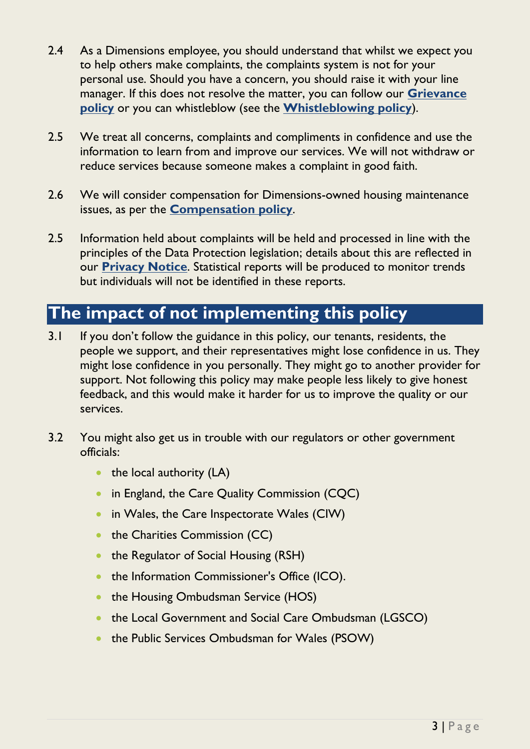2.4 As a Dimensions employee, you should understand that whilst we expect you to help others make complaints, the complaints system is not for your personal use. Should you have a concern, you should raise it with your line manager. If this does not resolve the matter, you can follow our **Grievance policy** or you can whistleblow (see the **Whistleblowing policy**).

2.5 We treat all concerns, complaints and compliments in confidence and use the information to learn from and improve our services. We will not withdraw or reduce services because someone makes a complaint in good faith.

2.6 We will consider compensation for Dimensions-owned housing maintenance issues, as per the **Compensation policy**.

2.5 Information held about complaints will be held and processed in line with the principles of the Data Protection legislation; details about this are reflected in our **Privacy Notice**. Statistical reports will be produced to monitor trends but individuals will not be identified in these reports.

## The impact of not implementing this policy

3.1 If you don't follow the guidance in this policy, our tenants, residents, the people we support, and their representatives might lose confidence in us. They might lose confidence in you personally. They might go to another provider for support. Not following this policy may make people less likely to give honest feedback, and this would make it harder for us to improve the quality or our services.

3.2 You might also get us in trouble with our regulators or other government officials:

- the local authority (LA)
- in England, the Care Quality Commission (CQC)
- in Wales, the Care Inspectorate Wales (CIW)
- the Charities Commission (CC)
- the Regulator of Social Housing (RSH)
- the Information Commissioner's Office (ICO).
- the Housing Ombudsman Service (HOS)
- the Local Government and Social Care Ombudsman (LGSCO)
- the Public Services Ombudsman for Wales (PSOW)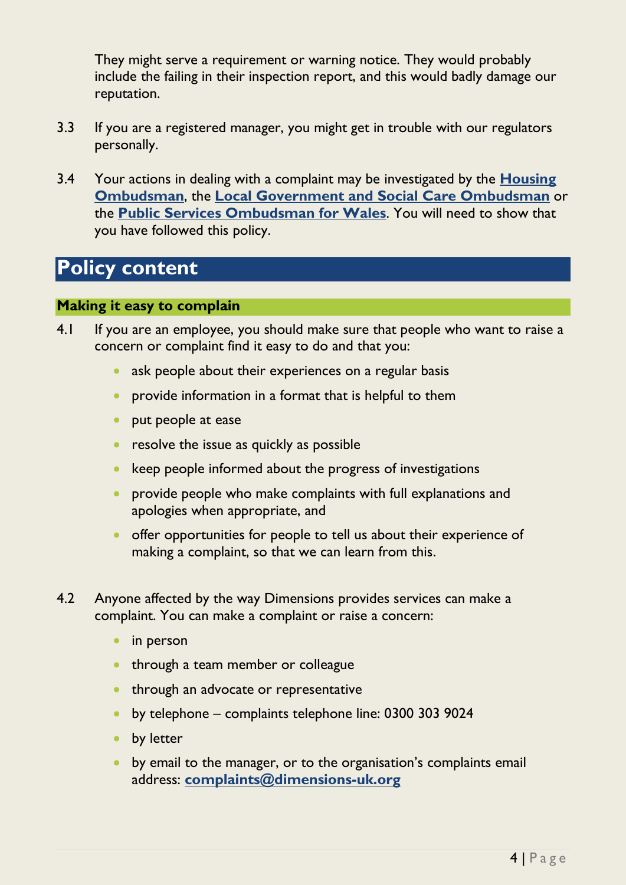They might serve a requirement or warning notice. They would probably include the failing in their inspection report, and this would badly damage our reputation.

3.3 If you are a registered manager, you might get in trouble with our regulators personally.

3.4 Your actions in dealing with a complaint may be investigated by the **Housing Ombudsman**, the **Local Government and Social Care Ombudsman** or the **Public Services Ombudsman for Wales**. You will need to show that you have followed this policy.

# Policy content

## Making it easy to complain

4.1 If you are an employee, you should make sure that people who want to raise a concern or complaint find it easy to do and that you:

- ask people about their experiences on a regular basis
- provide information in a format that is helpful to them
- put people at ease
- resolve the issue as quickly as possible
- keep people informed about the progress of investigations
- provide people who make complaints with full explanations and apologies when appropriate, and
- offer opportunities for people to tell us about their experience of making a complaint, so that we can learn from this.

4.2 Anyone affected by the way Dimensions provides services can make a complaint. You can make a complaint or raise a concern:

- in person
- through a team member or colleague
- through an advocate or representative
- by telephone – complaints telephone line: 0300 303 9024
- by letter
- by email to the manager, or to the organisation's complaints email address: **complaints@dimensions-uk.org**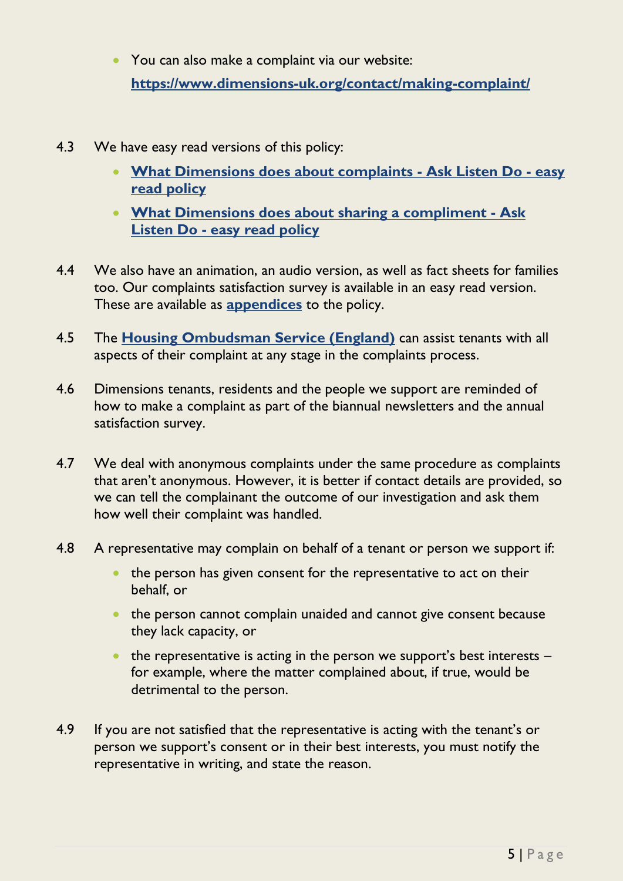- You can also make a complaint via our website: **https://www.dimensions-uk.org/contact/making-complaint/**

4.3 We have easy read versions of this policy:

- **What Dimensions does about complaints - Ask Listen Do - easy read policy**
- **What Dimensions does about sharing a compliment - Ask Listen Do - easy read policy**

4.4 We also have an animation, an audio version, as well as fact sheets for families too. Our complaints satisfaction survey is available in an easy read version. These are available as **appendices** to the policy.

4.5 The **Housing Ombudsman Service (England)** can assist tenants with all aspects of their complaint at any stage in the complaints process.

4.6 Dimensions tenants, residents and the people we support are reminded of how to make a complaint as part of the biannual newsletters and the annual satisfaction survey.

4.7 We deal with anonymous complaints under the same procedure as complaints that aren't anonymous. However, it is better if contact details are provided, so we can tell the complainant the outcome of our investigation and ask them how well their complaint was handled.

4.8 A representative may complain on behalf of a tenant or person we support if:

- the person has given consent for the representative to act on their behalf, or
- the person cannot complain unaided and cannot give consent because they lack capacity, or
- the representative is acting in the person we support's best interests – for example, where the matter complained about, if true, would be detrimental to the person.

4.9 If you are not satisfied that the representative is acting with the tenant's or person we support's consent or in their best interests, you must notify the representative in writing, and state the reason.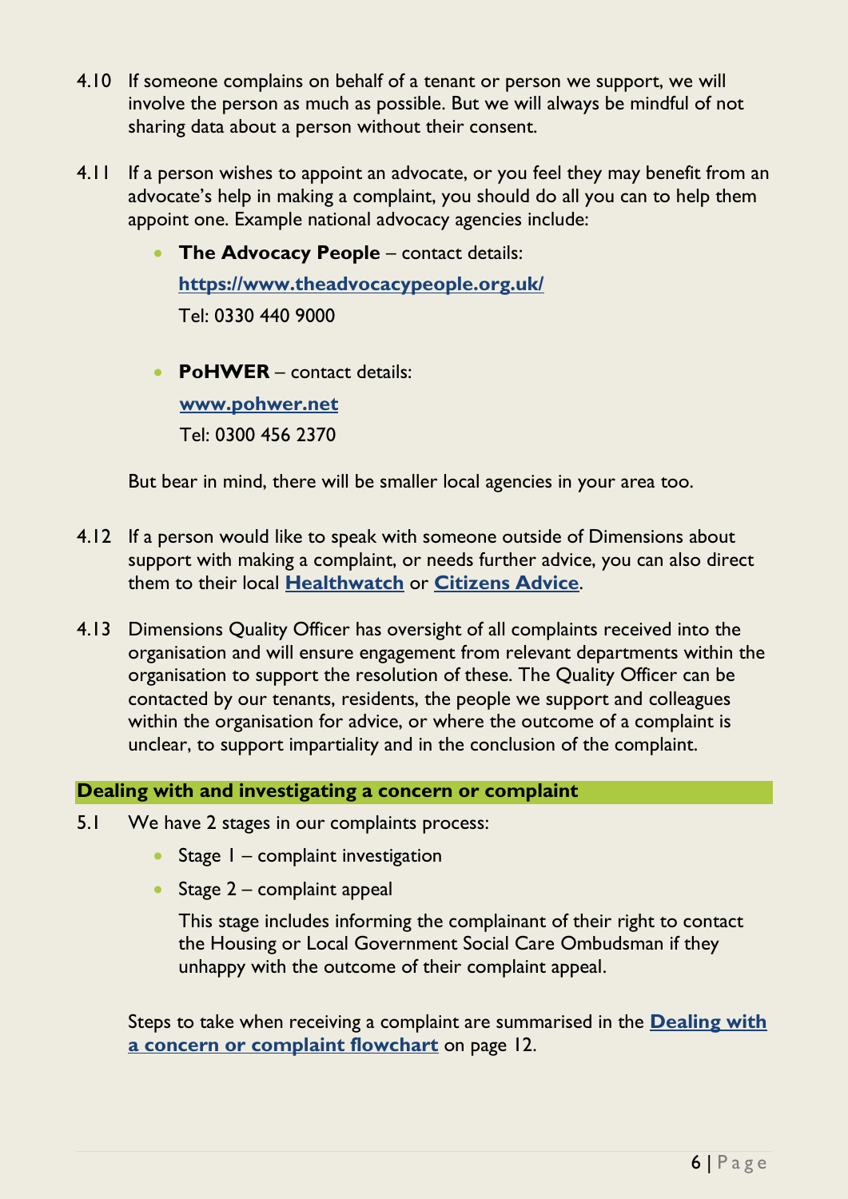4.10 If someone complains on behalf of a tenant or person we support, we will involve the person as much as possible. But we will always be mindful of not sharing data about a person without their consent.

4.11 If a person wishes to appoint an advocate, or you feel they may benefit from an advocate's help in making a complaint, you should do all you can to help them appoint one. Example national advocacy agencies include:

- **The Advocacy People** – contact details:

  **https://www.theadvocacypeople.org.uk/**

  Tel: 0330 440 9000

- **PoHWER** – contact details:

  **www.pohwer.net**

  Tel: 0300 456 2370

But bear in mind, there will be smaller local agencies in your area too.

4.12 If a person would like to speak with someone outside of Dimensions about support with making a complaint, or needs further advice, you can also direct them to their local **Healthwatch** or **Citizens Advice**.

4.13 Dimensions Quality Officer has oversight of all complaints received into the organisation and will ensure engagement from relevant departments within the organisation to support the resolution of these. The Quality Officer can be contacted by our tenants, residents, the people we support and colleagues within the organisation for advice, or where the outcome of a complaint is unclear, to support impartiality and in the conclusion of the complaint.

## Dealing with and investigating a concern or complaint

5.1 We have 2 stages in our complaints process:

- Stage 1 – complaint investigation
- Stage 2 – complaint appeal

  This stage includes informing the complainant of their right to contact the Housing or Local Government Social Care Ombudsman if they unhappy with the outcome of their complaint appeal.

Steps to take when receiving a complaint are summarised in the **Dealing with a concern or complaint flowchart** on page 12.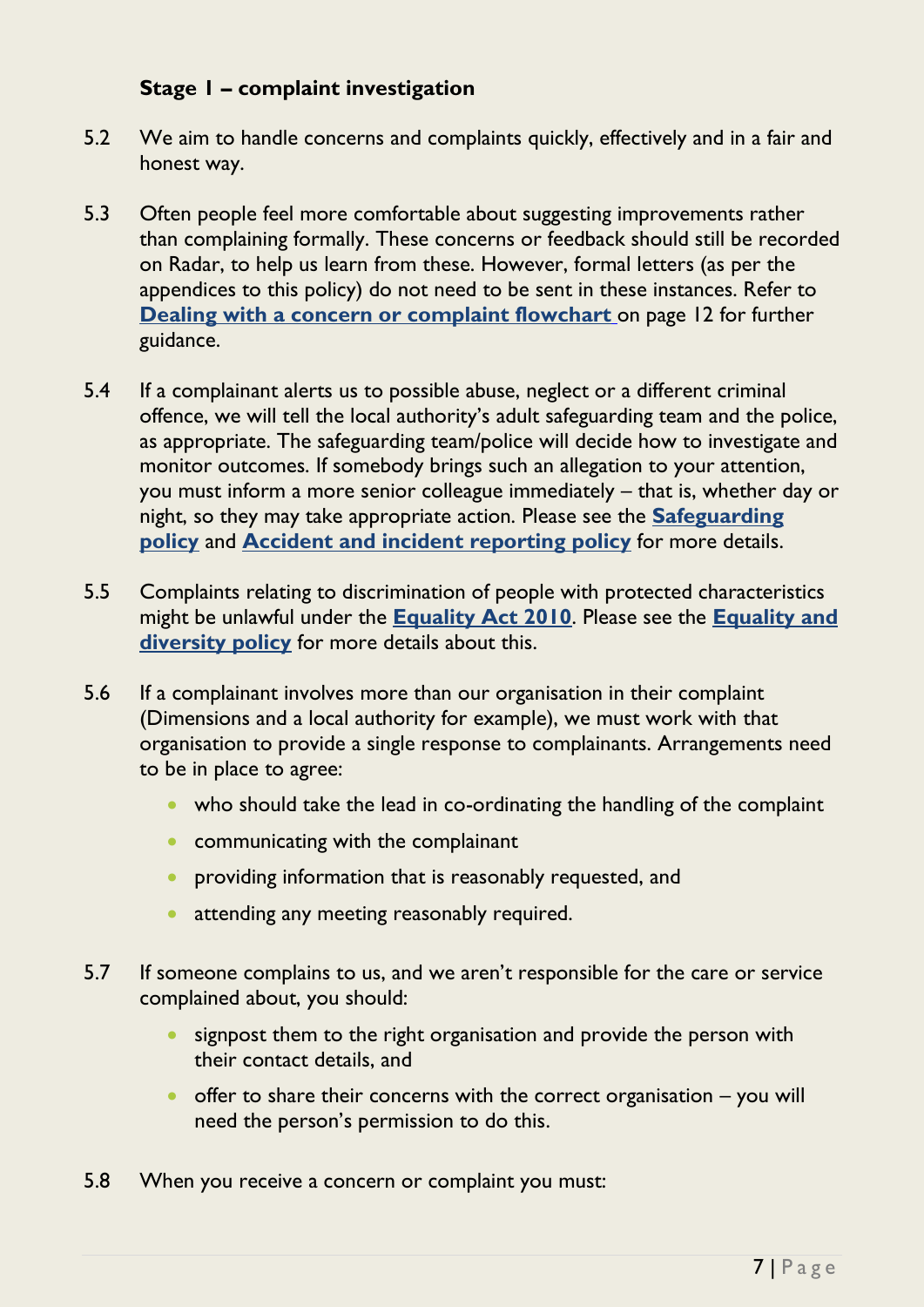### Stage 1 – complaint investigation

5.2 We aim to handle concerns and complaints quickly, effectively and in a fair and honest way.

5.3 Often people feel more comfortable about suggesting improvements rather than complaining formally. These concerns or feedback should still be recorded on Radar, to help us learn from these. However, formal letters (as per the appendices to this policy) do not need to be sent in these instances. Refer to **Dealing with a concern or complaint flowchart** on page 12 for further guidance.

5.4 If a complainant alerts us to possible abuse, neglect or a different criminal offence, we will tell the local authority's adult safeguarding team and the police, as appropriate. The safeguarding team/police will decide how to investigate and monitor outcomes. If somebody brings such an allegation to your attention, you must inform a more senior colleague immediately – that is, whether day or night, so they may take appropriate action. Please see the **Safeguarding policy** and **Accident and incident reporting policy** for more details.

5.5 Complaints relating to discrimination of people with protected characteristics might be unlawful under the **Equality Act 2010**. Please see the **Equality and diversity policy** for more details about this.

5.6 If a complainant involves more than our organisation in their complaint (Dimensions and a local authority for example), we must work with that organisation to provide a single response to complainants. Arrangements need to be in place to agree:

- who should take the lead in co-ordinating the handling of the complaint
- communicating with the complainant
- providing information that is reasonably requested, and
- attending any meeting reasonably required.

5.7 If someone complains to us, and we aren't responsible for the care or service complained about, you should:

- signpost them to the right organisation and provide the person with their contact details, and
- offer to share their concerns with the correct organisation – you will need the person's permission to do this.

5.8 When you receive a concern or complaint you must: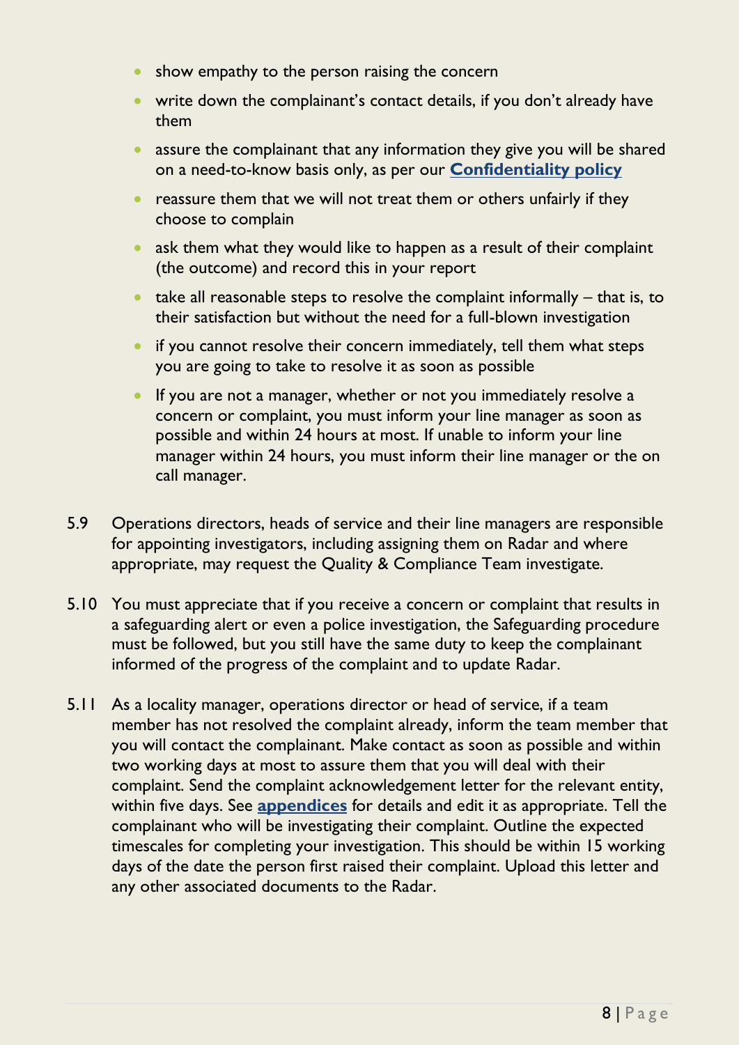- show empathy to the person raising the concern
- write down the complainant's contact details, if you don't already have them
- assure the complainant that any information they give you will be shared on a need-to-know basis only, as per our **Confidentiality policy**
- reassure them that we will not treat them or others unfairly if they choose to complain
- ask them what they would like to happen as a result of their complaint (the outcome) and record this in your report
- take all reasonable steps to resolve the complaint informally – that is, to their satisfaction but without the need for a full-blown investigation
- if you cannot resolve their concern immediately, tell them what steps you are going to take to resolve it as soon as possible
- If you are not a manager, whether or not you immediately resolve a concern or complaint, you must inform your line manager as soon as possible and within 24 hours at most. If unable to inform your line manager within 24 hours, you must inform their line manager or the on call manager.

5.9 Operations directors, heads of service and their line managers are responsible for appointing investigators, including assigning them on Radar and where appropriate, may request the Quality & Compliance Team investigate.

5.10 You must appreciate that if you receive a concern or complaint that results in a safeguarding alert or even a police investigation, the Safeguarding procedure must be followed, but you still have the same duty to keep the complainant informed of the progress of the complaint and to update Radar.

5.11 As a locality manager, operations director or head of service, if a team member has not resolved the complaint already, inform the team member that you will contact the complainant. Make contact as soon as possible and within two working days at most to assure them that you will deal with their complaint. Send the complaint acknowledgement letter for the relevant entity, within five days. See **appendices** for details and edit it as appropriate. Tell the complainant who will be investigating their complaint. Outline the expected timescales for completing your investigation. This should be within 15 working days of the date the person first raised their complaint. Upload this letter and any other associated documents to the Radar.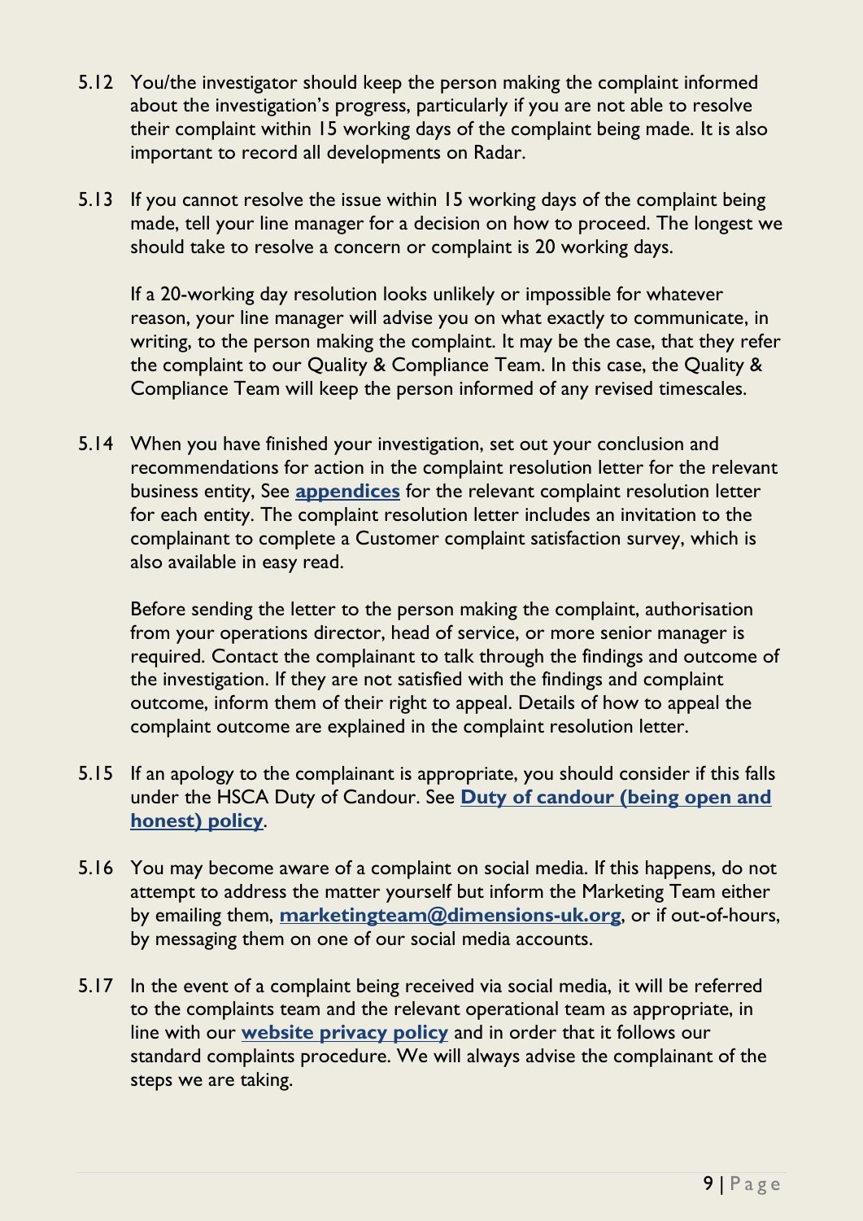5.12 You/the investigator should keep the person making the complaint informed about the investigation's progress, particularly if you are not able to resolve their complaint within 15 working days of the complaint being made. It is also important to record all developments on Radar.

5.13 If you cannot resolve the issue within 15 working days of the complaint being made, tell your line manager for a decision on how to proceed. The longest we should take to resolve a concern or complaint is 20 working days.

If a 20-working day resolution looks unlikely or impossible for whatever reason, your line manager will advise you on what exactly to communicate, in writing, to the person making the complaint. It may be the case, that they refer the complaint to our Quality & Compliance Team. In this case, the Quality & Compliance Team will keep the person informed of any revised timescales.

5.14 When you have finished your investigation, set out your conclusion and recommendations for action in the complaint resolution letter for the relevant business entity, See **appendices** for the relevant complaint resolution letter for each entity. The complaint resolution letter includes an invitation to the complainant to complete a Customer complaint satisfaction survey, which is also available in easy read.

Before sending the letter to the person making the complaint, authorisation from your operations director, head of service, or more senior manager is required. Contact the complainant to talk through the findings and outcome of the investigation. If they are not satisfied with the findings and complaint outcome, inform them of their right to appeal. Details of how to appeal the complaint outcome are explained in the complaint resolution letter.

5.15 If an apology to the complainant is appropriate, you should consider if this falls under the HSCA Duty of Candour. See **Duty of candour (being open and honest) policy**.

5.16 You may become aware of a complaint on social media. If this happens, do not attempt to address the matter yourself but inform the Marketing Team either by emailing them, **marketingteam@dimensions-uk.org**, or if out-of-hours, by messaging them on one of our social media accounts.

5.17 In the event of a complaint being received via social media, it will be referred to the complaints team and the relevant operational team as appropriate, in line with our **website privacy policy** and in order that it follows our standard complaints procedure. We will always advise the complainant of the steps we are taking.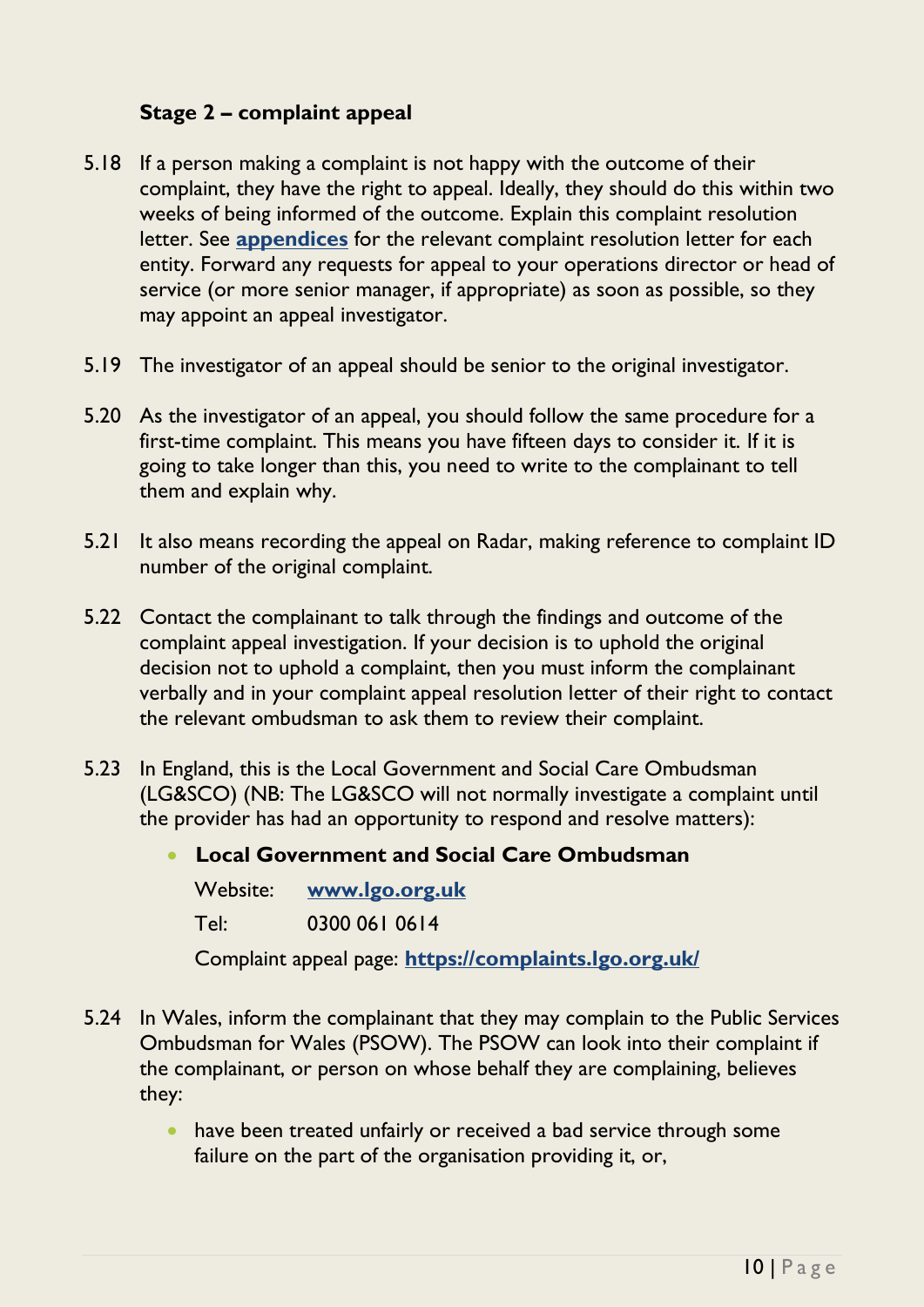### Stage 2 – complaint appeal

5.18 If a person making a complaint is not happy with the outcome of their complaint, they have the right to appeal. Ideally, they should do this within two weeks of being informed of the outcome. Explain this complaint resolution letter. See **appendices** for the relevant complaint resolution letter for each entity. Forward any requests for appeal to your operations director or head of service (or more senior manager, if appropriate) as soon as possible, so they may appoint an appeal investigator.

5.19 The investigator of an appeal should be senior to the original investigator.

5.20 As the investigator of an appeal, you should follow the same procedure for a first-time complaint. This means you have fifteen days to consider it. If it is going to take longer than this, you need to write to the complainant to tell them and explain why.

5.21 It also means recording the appeal on Radar, making reference to complaint ID number of the original complaint.

5.22 Contact the complainant to talk through the findings and outcome of the complaint appeal investigation. If your decision is to uphold the original decision not to uphold a complaint, then you must inform the complainant verbally and in your complaint appeal resolution letter of their right to contact the relevant ombudsman to ask them to review their complaint.

5.23 In England, this is the Local Government and Social Care Ombudsman (LG&SCO) (NB: The LG&SCO will not normally investigate a complaint until the provider has had an opportunity to respond and resolve matters):

- **Local Government and Social Care Ombudsman**

  Website: **www.lgo.org.uk**

  Tel: 0300 061 0614

  Complaint appeal page: **https://complaints.lgo.org.uk/**

5.24 In Wales, inform the complainant that they may complain to the Public Services Ombudsman for Wales (PSOW). The PSOW can look into their complaint if the complainant, or person on whose behalf they are complaining, believes they:

- have been treated unfairly or received a bad service through some failure on the part of the organisation providing it, or,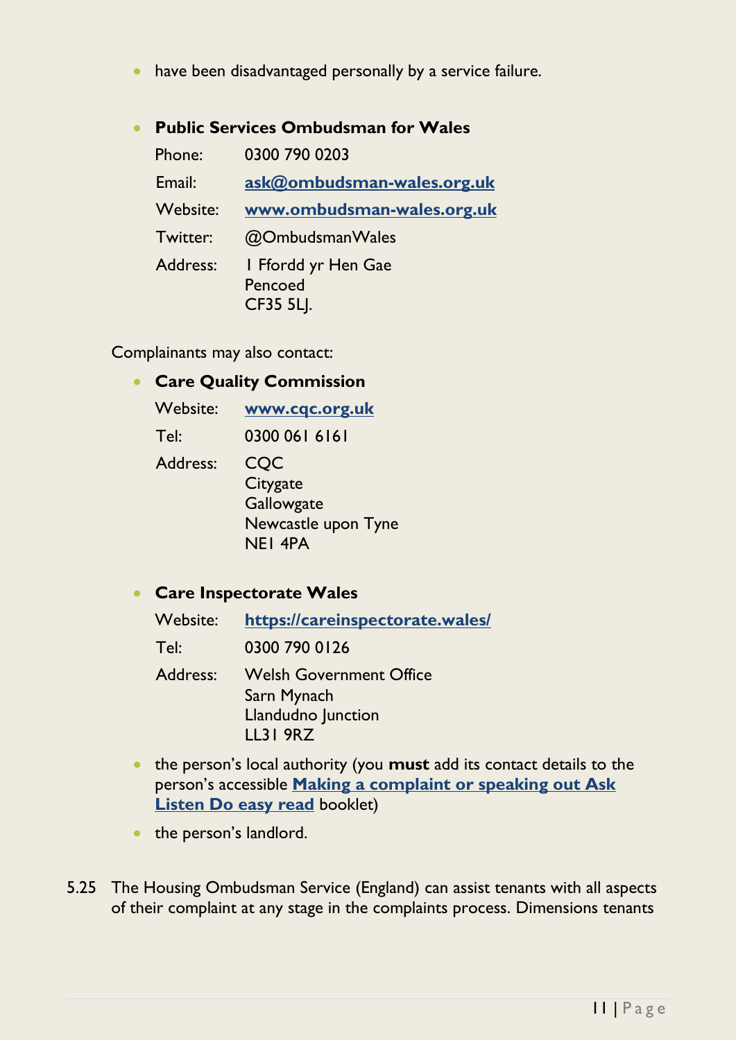- have been disadvantaged personally by a service failure.

- **Public Services Ombudsman for Wales**

  Phone: 0300 790 0203

  Email: [ask@ombudsman-wales.org.uk](mailto:ask@ombudsman-wales.org.uk)

  Website: [www.ombudsman-wales.org.uk](http://www.ombudsman-wales.org.uk)

  Twitter: @OmbudsmanWales

  Address: 1 Ffordd yr Hen Gae
  Pencoed
  CF35 5LJ.

Complainants may also contact:

- **Care Quality Commission**

  Website: [www.cqc.org.uk](http://www.cqc.org.uk)

  Tel: 0300 061 6161

  Address: CQC
  Citygate
  Gallowgate
  Newcastle upon Tyne
  NE1 4PA

- **Care Inspectorate Wales**

  Website: [https://careinspectorate.wales/](https://careinspectorate.wales/)

  Tel: 0300 790 0126

  Address: Welsh Government Office
  Sarn Mynach
  Llandudno Junction
  LL31 9RZ

- the person's local authority (you **must** add its contact details to the person's accessible **Making a complaint or speaking out Ask Listen Do easy read** booklet)
- the person's landlord.

5.25 The Housing Ombudsman Service (England) can assist tenants with all aspects of their complaint at any stage in the complaints process. Dimensions tenants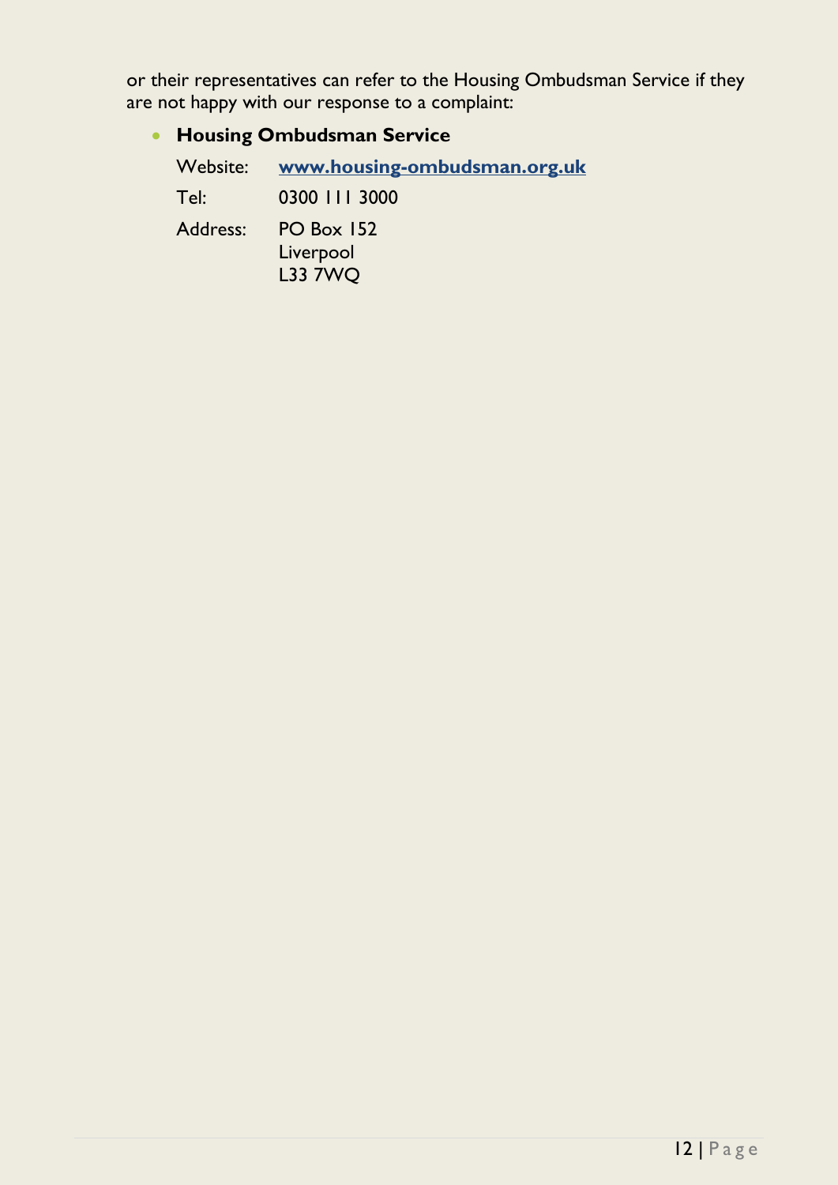or their representatives can refer to the Housing Ombudsman Service if they are not happy with our response to a complaint:

- **Housing Ombudsman Service**

  Website: **www.housing-ombudsman.org.uk**

  Tel: 0300 111 3000

  Address: PO Box 152
  Liverpool
  L33 7WQ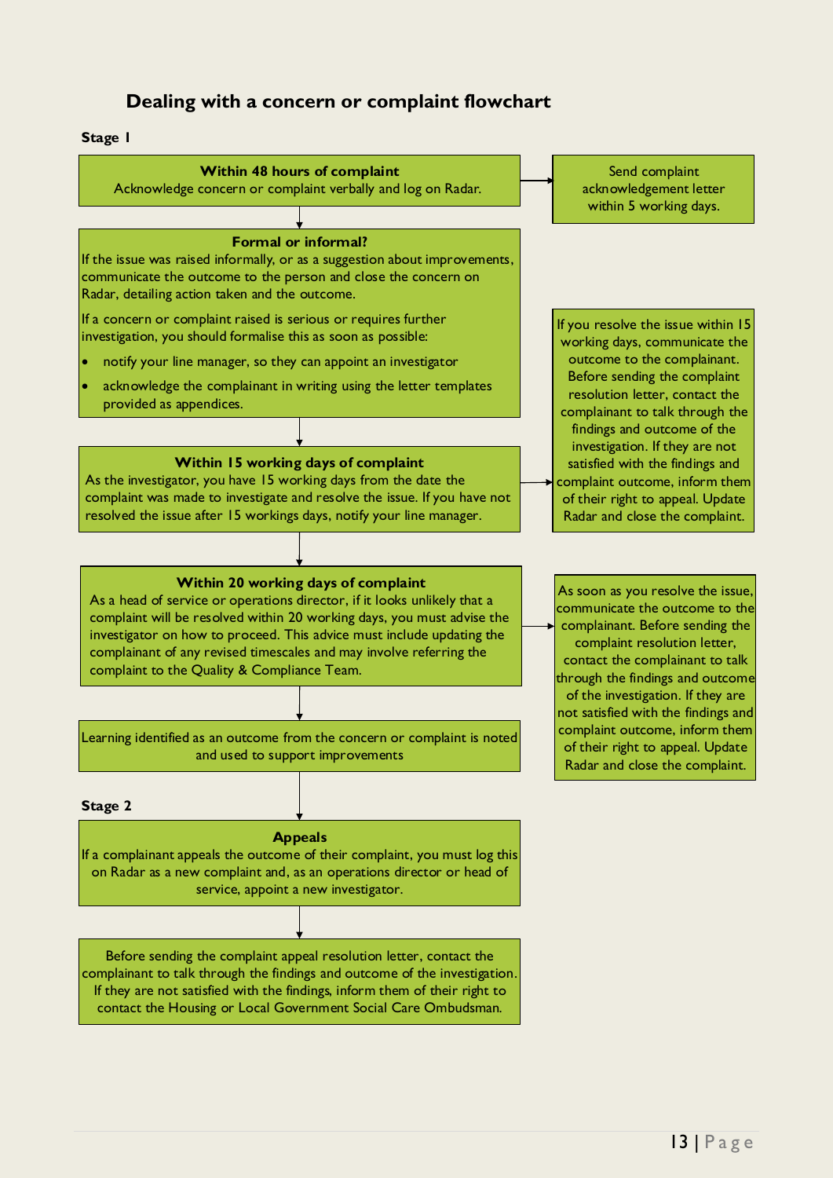## Dealing with a concern or complaint flowchart

**Stage 1**

**Within 48 hours of complaint**
Acknowledge concern or complaint verbally and log on Radar.

→ Send complaint acknowledgement letter within 5 working days.

**Formal or informal?**
If the issue was raised informally, or as a suggestion about improvements, communicate the outcome to the person and close the concern on Radar, detailing action taken and the outcome.

If a concern or complaint raised is serious or requires further investigation, you should formalise this as soon as possible:

- notify your line manager, so they can appoint an investigator
- acknowledge the complainant in writing using the letter templates provided as appendices.

**Within 15 working days of complaint**
As the investigator, you have 15 working days from the date the complaint was made to investigate and resolve the issue. If you have not resolved the issue after 15 workings days, notify your line manager.

→ If you resolve the issue within 15 working days, communicate the outcome to the complainant. Before sending the complaint resolution letter, contact the complainant to talk through the findings and outcome of the investigation. If they are not satisfied with the findings and complaint outcome, inform them of their right to appeal. Update Radar and close the complaint.

**Within 20 working days of complaint**
As a head of service or operations director, if it looks unlikely that a complaint will be resolved within 20 working days, you must advise the investigator on how to proceed. This advice must include updating the complainant of any revised timescales and may involve referring the complaint to the Quality & Compliance Team.

→ As soon as you resolve the issue, communicate the outcome to the complainant. Before sending the complaint resolution letter, contact the complainant to talk through the findings and outcome of the investigation. If they are not satisfied with the findings and complaint outcome, inform them of their right to appeal. Update Radar and close the complaint.

Learning identified as an outcome from the concern or complaint is noted and used to support improvements

**Stage 2**

**Appeals**
If a complainant appeals the outcome of their complaint, you must log this on Radar as a new complaint and, as an operations director or head of service, appoint a new investigator.

Before sending the complaint appeal resolution letter, contact the complainant to talk through the findings and outcome of the investigation. If they are not satisfied with the findings, inform them of their right to contact the Housing or Local Government Social Care Ombudsman.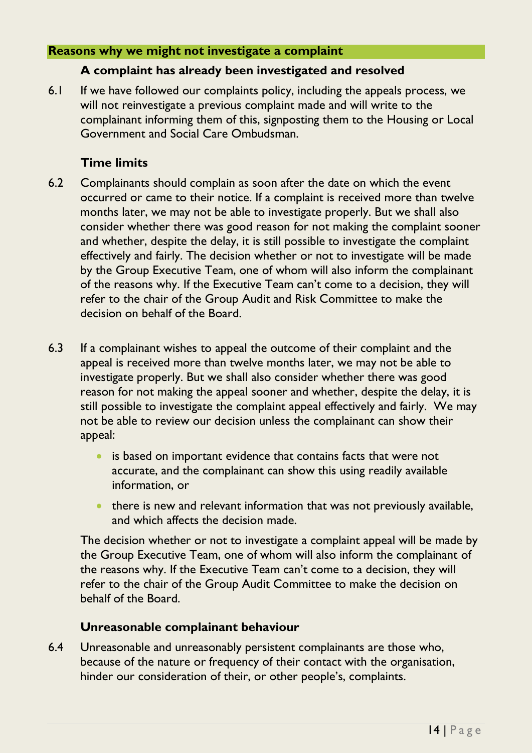## Reasons why we might not investigate a complaint

### A complaint has already been investigated and resolved

6.1 If we have followed our complaints policy, including the appeals process, we will not reinvestigate a previous complaint made and will write to the complainant informing them of this, signposting them to the Housing or Local Government and Social Care Ombudsman.

### Time limits

6.2 Complainants should complain as soon after the date on which the event occurred or came to their notice. If a complaint is received more than twelve months later, we may not be able to investigate properly. But we shall also consider whether there was good reason for not making the complaint sooner and whether, despite the delay, it is still possible to investigate the complaint effectively and fairly. The decision whether or not to investigate will be made by the Group Executive Team, one of whom will also inform the complainant of the reasons why. If the Executive Team can't come to a decision, they will refer to the chair of the Group Audit and Risk Committee to make the decision on behalf of the Board.

6.3 If a complainant wishes to appeal the outcome of their complaint and the appeal is received more than twelve months later, we may not be able to investigate properly. But we shall also consider whether there was good reason for not making the appeal sooner and whether, despite the delay, it is still possible to investigate the complaint appeal effectively and fairly. We may not be able to review our decision unless the complainant can show their appeal:

- is based on important evidence that contains facts that were not accurate, and the complainant can show this using readily available information, or
- there is new and relevant information that was not previously available, and which affects the decision made.

The decision whether or not to investigate a complaint appeal will be made by the Group Executive Team, one of whom will also inform the complainant of the reasons why. If the Executive Team can't come to a decision, they will refer to the chair of the Group Audit Committee to make the decision on behalf of the Board.

### Unreasonable complainant behaviour

6.4 Unreasonable and unreasonably persistent complainants are those who, because of the nature or frequency of their contact with the organisation, hinder our consideration of their, or other people's, complaints.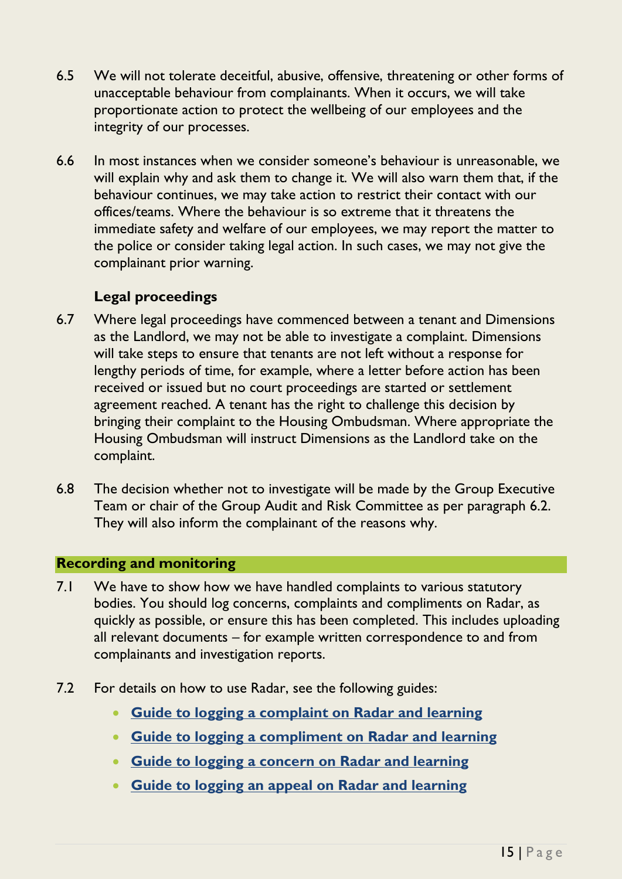6.5 We will not tolerate deceitful, abusive, offensive, threatening or other forms of unacceptable behaviour from complainants. When it occurs, we will take proportionate action to protect the wellbeing of our employees and the integrity of our processes.

6.6 In most instances when we consider someone's behaviour is unreasonable, we will explain why and ask them to change it. We will also warn them that, if the behaviour continues, we may take action to restrict their contact with our offices/teams. Where the behaviour is so extreme that it threatens the immediate safety and welfare of our employees, we may report the matter to the police or consider taking legal action. In such cases, we may not give the complainant prior warning.

### Legal proceedings

6.7 Where legal proceedings have commenced between a tenant and Dimensions as the Landlord, we may not be able to investigate a complaint. Dimensions will take steps to ensure that tenants are not left without a response for lengthy periods of time, for example, where a letter before action has been received or issued but no court proceedings are started or settlement agreement reached. A tenant has the right to challenge this decision by bringing their complaint to the Housing Ombudsman. Where appropriate the Housing Ombudsman will instruct Dimensions as the Landlord take on the complaint.

6.8 The decision whether not to investigate will be made by the Group Executive Team or chair of the Group Audit and Risk Committee as per paragraph 6.2. They will also inform the complainant of the reasons why.

## Recording and monitoring

7.1 We have to show how we have handled complaints to various statutory bodies. You should log concerns, complaints and compliments on Radar, as quickly as possible, or ensure this has been completed. This includes uploading all relevant documents – for example written correspondence to and from complainants and investigation reports.

7.2 For details on how to use Radar, see the following guides:

- **Guide to logging a complaint on Radar and learning**
- **Guide to logging a compliment on Radar and learning**
- **Guide to logging a concern on Radar and learning**
- **Guide to logging an appeal on Radar and learning**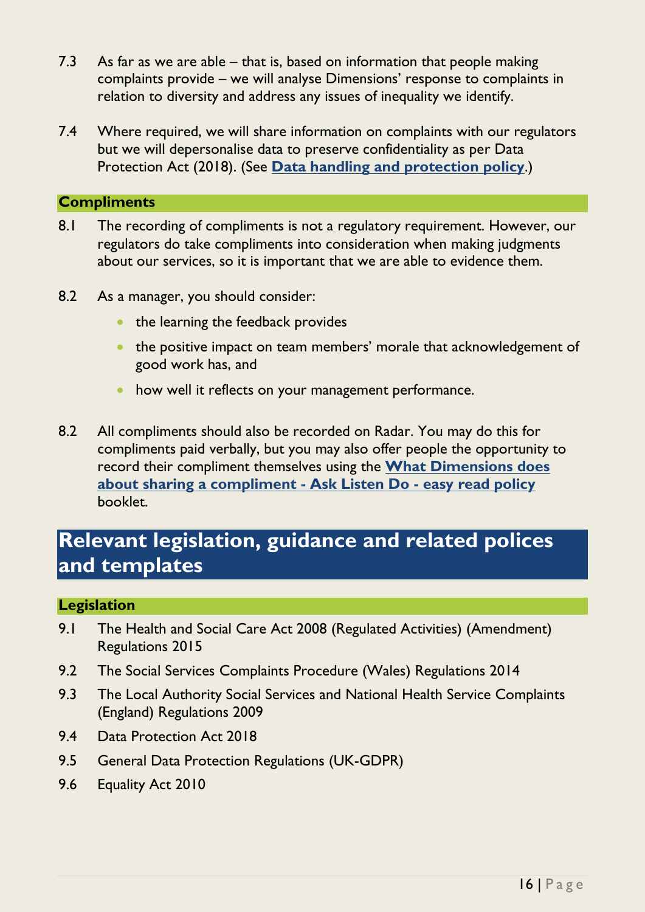7.3 As far as we are able – that is, based on information that people making complaints provide – we will analyse Dimensions' response to complaints in relation to diversity and address any issues of inequality we identify.

7.4 Where required, we will share information on complaints with our regulators but we will depersonalise data to preserve confidentiality as per Data Protection Act (2018). (See **Data handling and protection policy**.)

### Compliments

8.1 The recording of compliments is not a regulatory requirement. However, our regulators do take compliments into consideration when making judgments about our services, so it is important that we are able to evidence them.

8.2 As a manager, you should consider:

- the learning the feedback provides
- the positive impact on team members' morale that acknowledgement of good work has, and
- how well it reflects on your management performance.

8.2 All compliments should also be recorded on Radar. You may do this for compliments paid verbally, but you may also offer people the opportunity to record their compliment themselves using the **What Dimensions does about sharing a compliment - Ask Listen Do - easy read policy** booklet.

## Relevant legislation, guidance and related polices and templates

### Legislation

9.1 The Health and Social Care Act 2008 (Regulated Activities) (Amendment) Regulations 2015

9.2 The Social Services Complaints Procedure (Wales) Regulations 2014

9.3 The Local Authority Social Services and National Health Service Complaints (England) Regulations 2009

9.4 Data Protection Act 2018

9.5 General Data Protection Regulations (UK-GDPR)

9.6 Equality Act 2010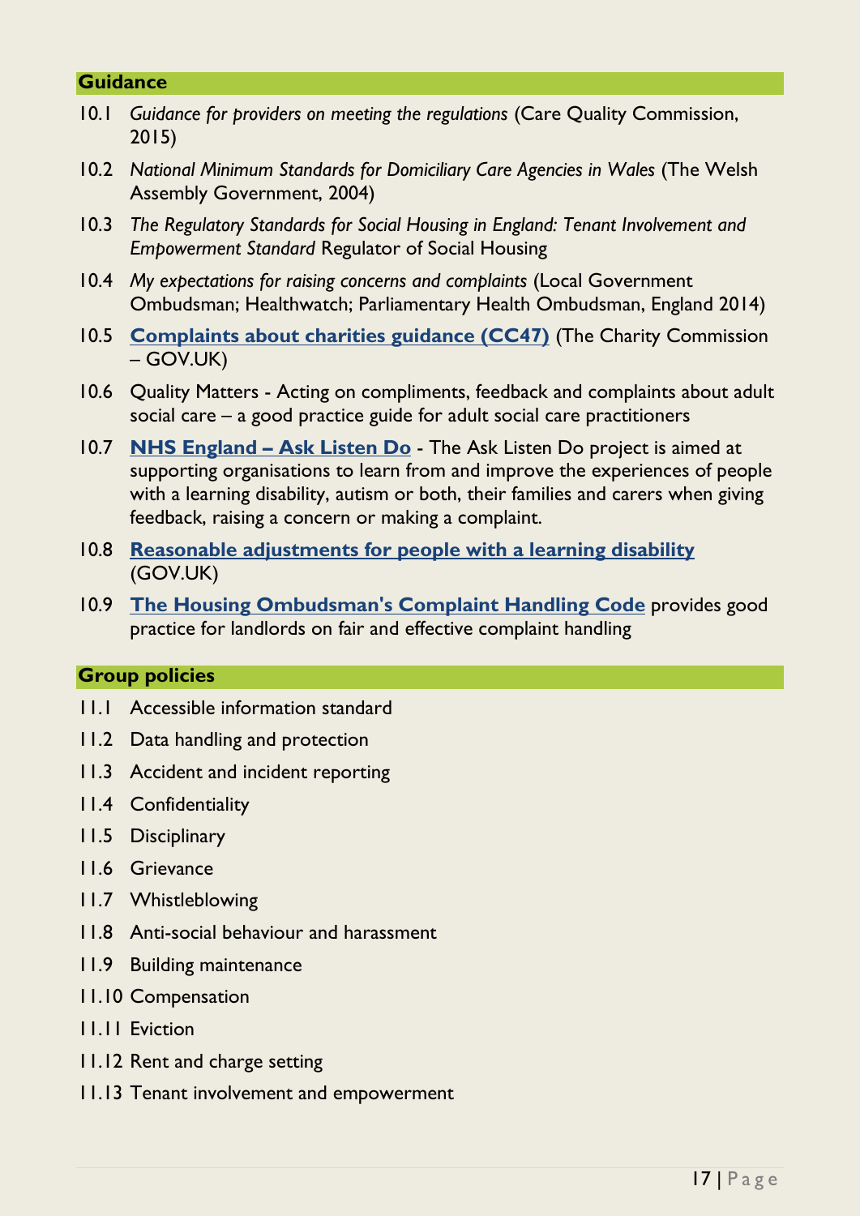## Guidance

10.1 *Guidance for providers on meeting the regulations* (Care Quality Commission, 2015)

10.2 *National Minimum Standards for Domiciliary Care Agencies in Wales* (The Welsh Assembly Government, 2004)

10.3 *The Regulatory Standards for Social Housing in England: Tenant Involvement and Empowerment Standard* Regulator of Social Housing

10.4 *My expectations for raising concerns and complaints* (Local Government Ombudsman; Healthwatch; Parliamentary Health Ombudsman, England 2014)

10.5 **Complaints about charities guidance (CC47)** (The Charity Commission – GOV.UK)

10.6 Quality Matters - Acting on compliments, feedback and complaints about adult social care – a good practice guide for adult social care practitioners

10.7 **NHS England – Ask Listen Do** - The Ask Listen Do project is aimed at supporting organisations to learn from and improve the experiences of people with a learning disability, autism or both, their families and carers when giving feedback, raising a concern or making a complaint.

10.8 **Reasonable adjustments for people with a learning disability** (GOV.UK)

10.9 **The Housing Ombudsman's Complaint Handling Code** provides good practice for landlords on fair and effective complaint handling

## Group policies

11.1 Accessible information standard

11.2 Data handling and protection

11.3 Accident and incident reporting

11.4 Confidentiality

11.5 Disciplinary

11.6 Grievance

11.7 Whistleblowing

11.8 Anti-social behaviour and harassment

11.9 Building maintenance

11.10 Compensation

11.11 Eviction

11.12 Rent and charge setting

11.13 Tenant involvement and empowerment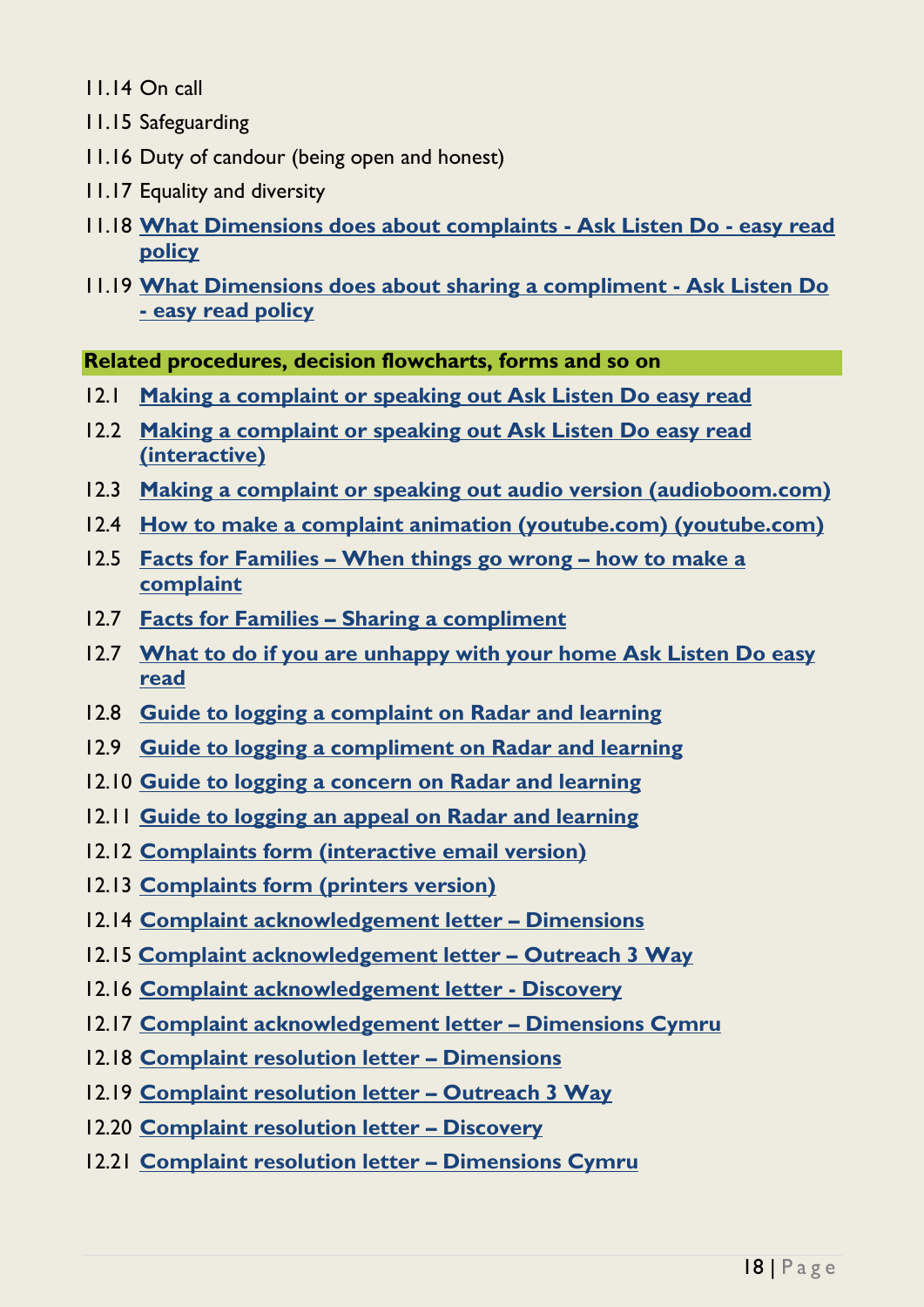11.14 On call

11.15 Safeguarding

11.16 Duty of candour (being open and honest)

11.17 Equality and diversity

11.18 **What Dimensions does about complaints - Ask Listen Do - easy read policy**

11.19 **What Dimensions does about sharing a compliment - Ask Listen Do - easy read policy**

## Related procedures, decision flowcharts, forms and so on

12.1 **Making a complaint or speaking out Ask Listen Do easy read**

12.2 **Making a complaint or speaking out Ask Listen Do easy read (interactive)**

12.3 **Making a complaint or speaking out audio version (audioboom.com)**

12.4 **How to make a complaint animation (youtube.com) (youtube.com)**

12.5 **Facts for Families – When things go wrong – how to make a complaint**

12.7 **Facts for Families – Sharing a compliment**

12.7 **What to do if you are unhappy with your home Ask Listen Do easy read**

12.8 **Guide to logging a complaint on Radar and learning**

12.9 **Guide to logging a compliment on Radar and learning**

12.10 **Guide to logging a concern on Radar and learning**

12.11 **Guide to logging an appeal on Radar and learning**

12.12 **Complaints form (interactive email version)**

12.13 **Complaints form (printers version)**

12.14 **Complaint acknowledgement letter – Dimensions**

12.15 **Complaint acknowledgement letter – Outreach 3 Way**

12.16 **Complaint acknowledgement letter - Discovery**

12.17 **Complaint acknowledgement letter – Dimensions Cymru**

12.18 **Complaint resolution letter – Dimensions**

12.19 **Complaint resolution letter – Outreach 3 Way**

12.20 **Complaint resolution letter – Discovery**

12.21 **Complaint resolution letter – Dimensions Cymru**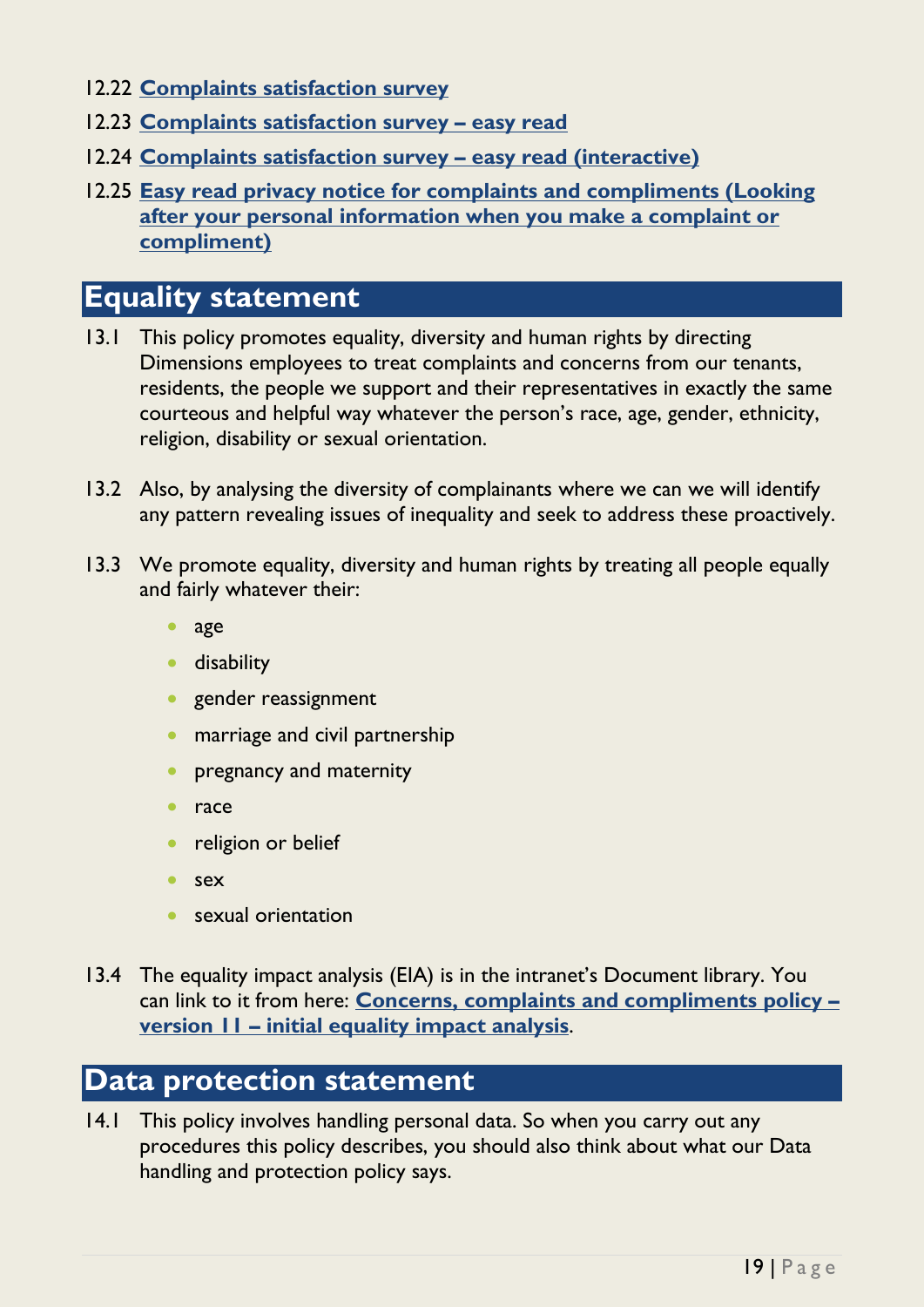12.22 **Complaints satisfaction survey**

12.23 **Complaints satisfaction survey – easy read**

12.24 **Complaints satisfaction survey – easy read (interactive)**

12.25 **Easy read privacy notice for complaints and compliments (Looking after your personal information when you make a complaint or compliment)**

# Equality statement

13.1 This policy promotes equality, diversity and human rights by directing Dimensions employees to treat complaints and concerns from our tenants, residents, the people we support and their representatives in exactly the same courteous and helpful way whatever the person's race, age, gender, ethnicity, religion, disability or sexual orientation.

13.2 Also, by analysing the diversity of complainants where we can we will identify any pattern revealing issues of inequality and seek to address these proactively.

13.3 We promote equality, diversity and human rights by treating all people equally and fairly whatever their:

- age
- disability
- gender reassignment
- marriage and civil partnership
- pregnancy and maternity
- race
- religion or belief
- sex
- sexual orientation

13.4 The equality impact analysis (EIA) is in the intranet's Document library. You can link to it from here: **Concerns, complaints and compliments policy – version 11 – initial equality impact analysis**.

# Data protection statement

14.1 This policy involves handling personal data. So when you carry out any procedures this policy describes, you should also think about what our Data handling and protection policy says.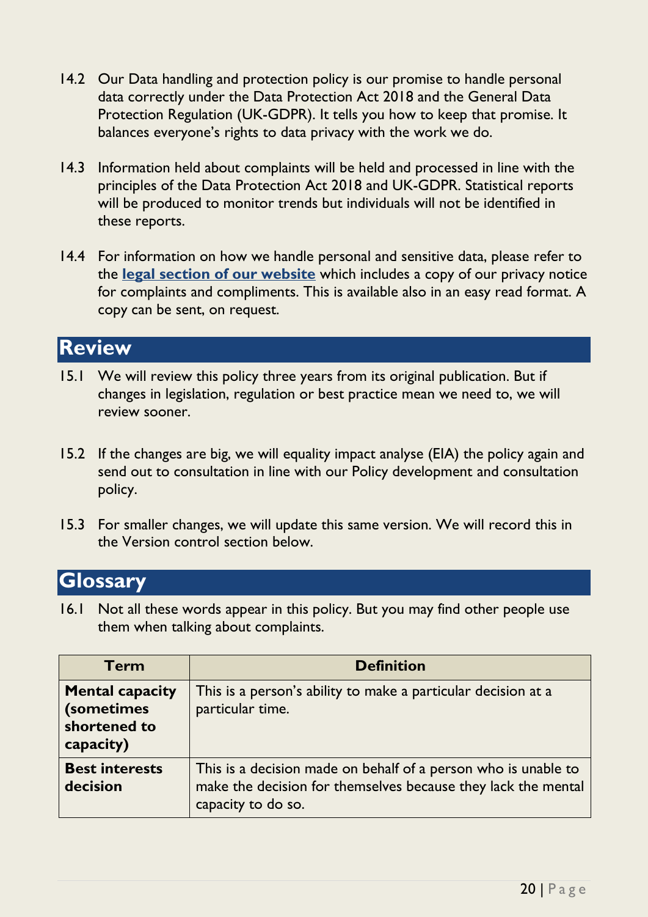14.2 Our Data handling and protection policy is our promise to handle personal data correctly under the Data Protection Act 2018 and the General Data Protection Regulation (UK-GDPR). It tells you how to keep that promise. It balances everyone's rights to data privacy with the work we do.

14.3 Information held about complaints will be held and processed in line with the principles of the Data Protection Act 2018 and UK-GDPR. Statistical reports will be produced to monitor trends but individuals will not be identified in these reports.

14.4 For information on how we handle personal and sensitive data, please refer to the **legal section of our website** which includes a copy of our privacy notice for complaints and compliments. This is available also in an easy read format. A copy can be sent, on request.

## Review

15.1 We will review this policy three years from its original publication. But if changes in legislation, regulation or best practice mean we need to, we will review sooner.

15.2 If the changes are big, we will equality impact analyse (EIA) the policy again and send out to consultation in line with our Policy development and consultation policy.

15.3 For smaller changes, we will update this same version. We will record this in the Version control section below.

## Glossary

16.1 Not all these words appear in this policy. But you may find other people use them when talking about complaints.

| Term | Definition |
|---|---|
| **Mental capacity (sometimes shortened to capacity)** | This is a person's ability to make a particular decision at a particular time. |
| **Best interests decision** | This is a decision made on behalf of a person who is unable to make the decision for themselves because they lack the mental capacity to do so. |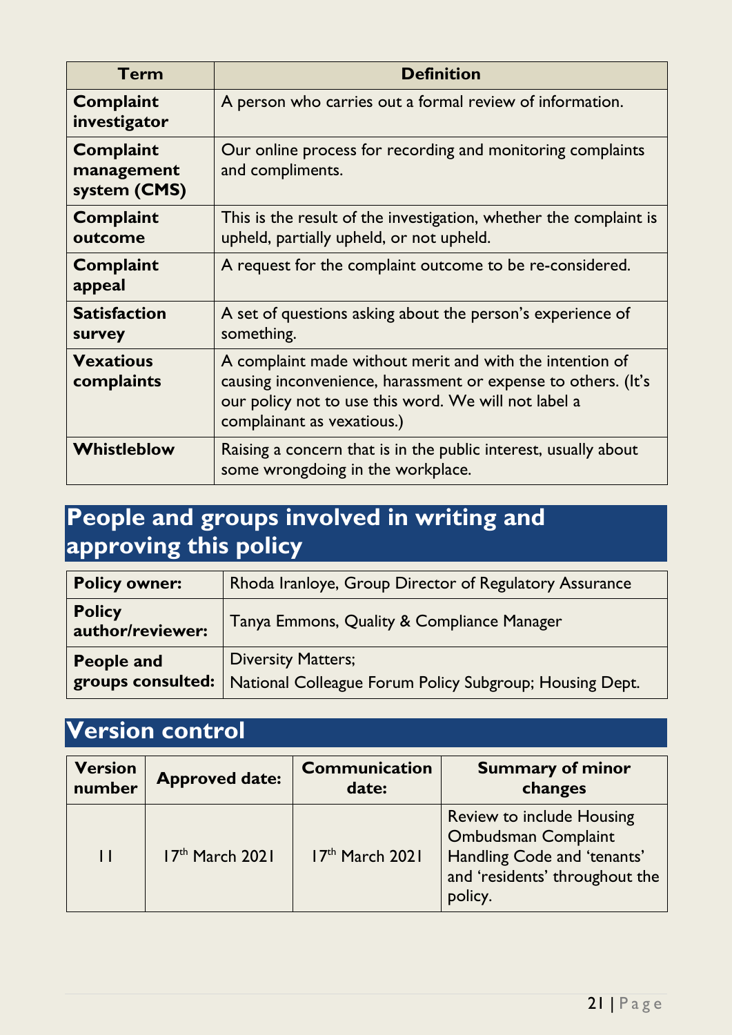| Term | Definition |
|---|---|
| **Complaint investigator** | A person who carries out a formal review of information. |
| **Complaint management system (CMS)** | Our online process for recording and monitoring complaints and compliments. |
| **Complaint outcome** | This is the result of the investigation, whether the complaint is upheld, partially upheld, or not upheld. |
| **Complaint appeal** | A request for the complaint outcome to be re-considered. |
| **Satisfaction survey** | A set of questions asking about the person's experience of something. |
| **Vexatious complaints** | A complaint made without merit and with the intention of causing inconvenience, harassment or expense to others. (It's our policy not to use this word. We will not label a complainant as vexatious.) |
| **Whistleblow** | Raising a concern that is in the public interest, usually about some wrongdoing in the workplace. |

## People and groups involved in writing and approving this policy

| | |
|---|---|
| **Policy owner:** | Rhoda Iranloye, Group Director of Regulatory Assurance |
| **Policy author/reviewer:** | Tanya Emmons, Quality & Compliance Manager |
| **People and groups consulted:** | Diversity Matters; National Colleague Forum Policy Subgroup; Housing Dept. |

## Version control

| Version number | Approved date: | Communication date: | Summary of minor changes |
|---|---|---|---|
| 11 | 17th March 2021 | 17th March 2021 | Review to include Housing Ombudsman Complaint Handling Code and 'tenants' and 'residents' throughout the policy. |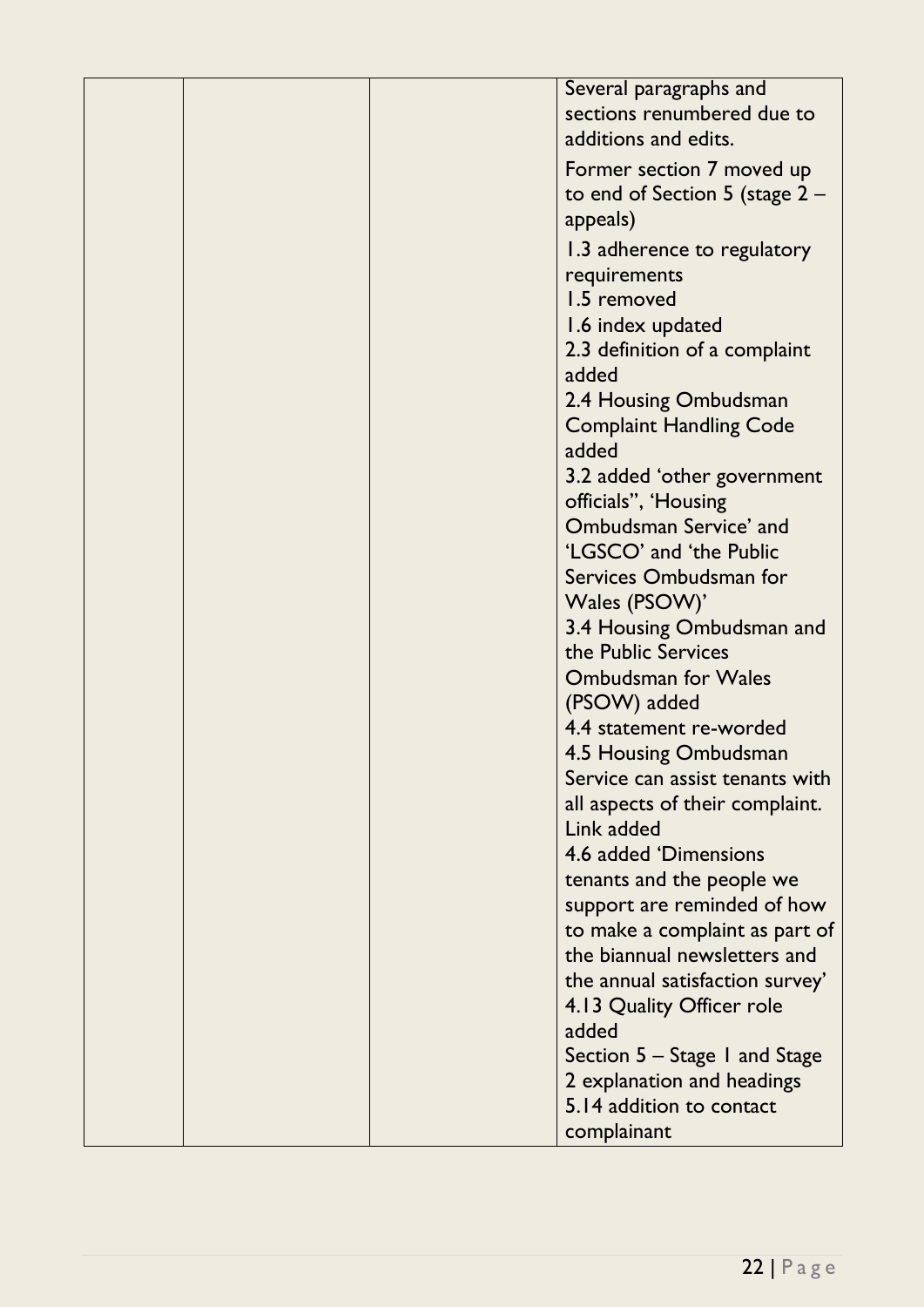|  |  |  | Several paragraphs and sections renumbered due to additions and edits.<br><br>Former section 7 moved up to end of Section 5 (stage 2 – appeals)<br><br>1.3 adherence to regulatory requirements<br>1.5 removed<br>1.6 index updated<br>2.3 definition of a complaint added<br>2.4 Housing Ombudsman Complaint Handling Code added<br>3.2 added 'other government officials'', 'Housing Ombudsman Service' and 'LGSCO' and 'the Public Services Ombudsman for Wales (PSOW)'<br>3.4 Housing Ombudsman and the Public Services Ombudsman for Wales (PSOW) added<br>4.4 statement re-worded<br>4.5 Housing Ombudsman Service can assist tenants with all aspects of their complaint. Link added<br>4.6 added 'Dimensions tenants and the people we support are reminded of how to make a complaint as part of the biannual newsletters and the annual satisfaction survey'<br>4.13 Quality Officer role added<br>Section 5 – Stage 1 and Stage 2 explanation and headings<br>5.14 addition to contact complainant |
|---|---|---|---|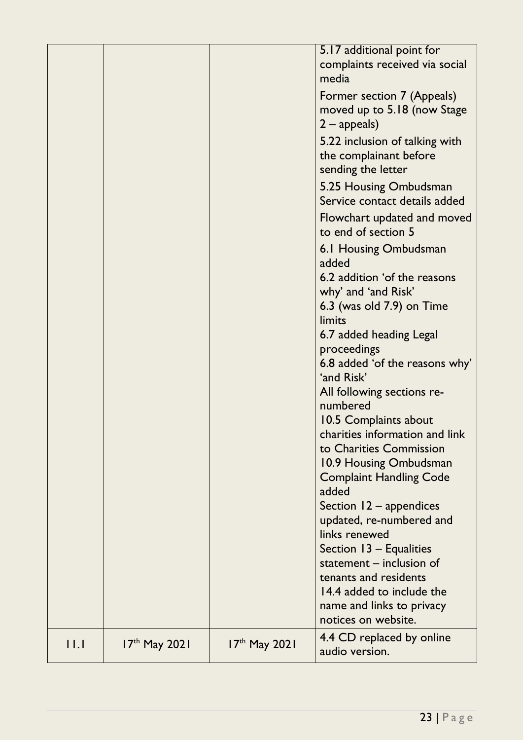| | | | |
|---|---|---|---|
| | | | 5.17 additional point for complaints received via social media<br><br>Former section 7 (Appeals) moved up to 5.18 (now Stage 2 – appeals)<br><br>5.22 inclusion of talking with the complainant before sending the letter<br><br>5.25 Housing Ombudsman Service contact details added<br><br>Flowchart updated and moved to end of section 5<br><br>6.1 Housing Ombudsman added<br>6.2 addition 'of the reasons why' and 'and Risk'<br>6.3 (was old 7.9) on Time limits<br>6.7 added heading Legal proceedings<br>6.8 added 'of the reasons why' 'and Risk'<br>All following sections re-numbered<br>10.5 Complaints about charities information and link to Charities Commission<br>10.9 Housing Ombudsman Complaint Handling Code added<br>Section 12 – appendices updated, re-numbered and links renewed<br>Section 13 – Equalities statement – inclusion of tenants and residents<br>14.4 added to include the name and links to privacy notices on website. |
| 11.1 | 17th May 2021 | 17th May 2021 | 4.4 CD replaced by online audio version. |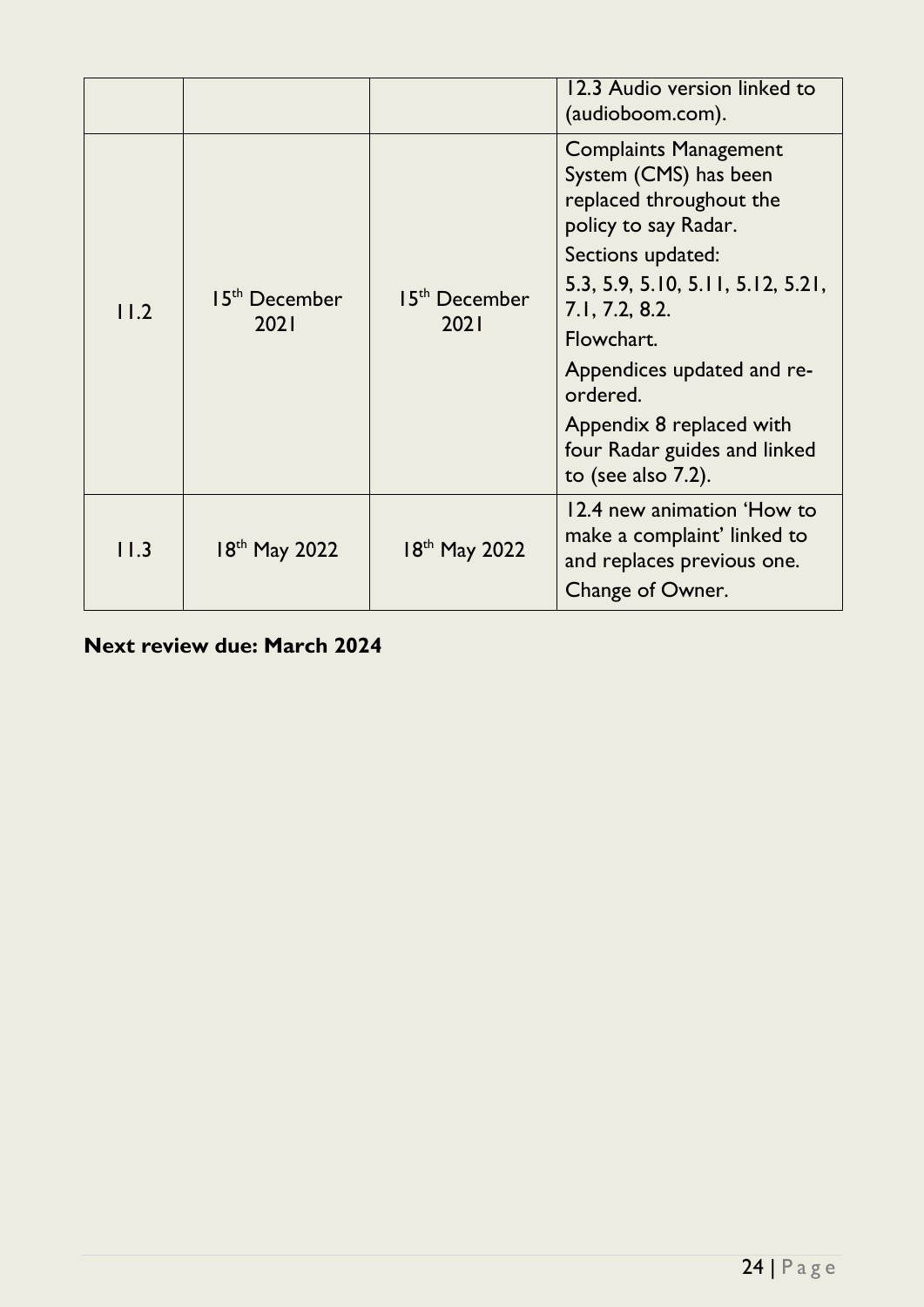| | | | |
|---|---|---|---|
| | | | 12.3 Audio version linked to (audioboom.com). |
| 11.2 | 15th December 2021 | 15th December 2021 | Complaints Management System (CMS) has been replaced throughout the policy to say Radar.<br>Sections updated:<br>5.3, 5.9, 5.10, 5.11, 5.12, 5.21, 7.1, 7.2, 8.2.<br>Flowchart.<br>Appendices updated and re-ordered.<br>Appendix 8 replaced with four Radar guides and linked to (see also 7.2). |
| 11.3 | 18th May 2022 | 18th May 2022 | 12.4 new animation 'How to make a complaint' linked to and replaces previous one.<br>Change of Owner. |

**Next review due: March 2024**